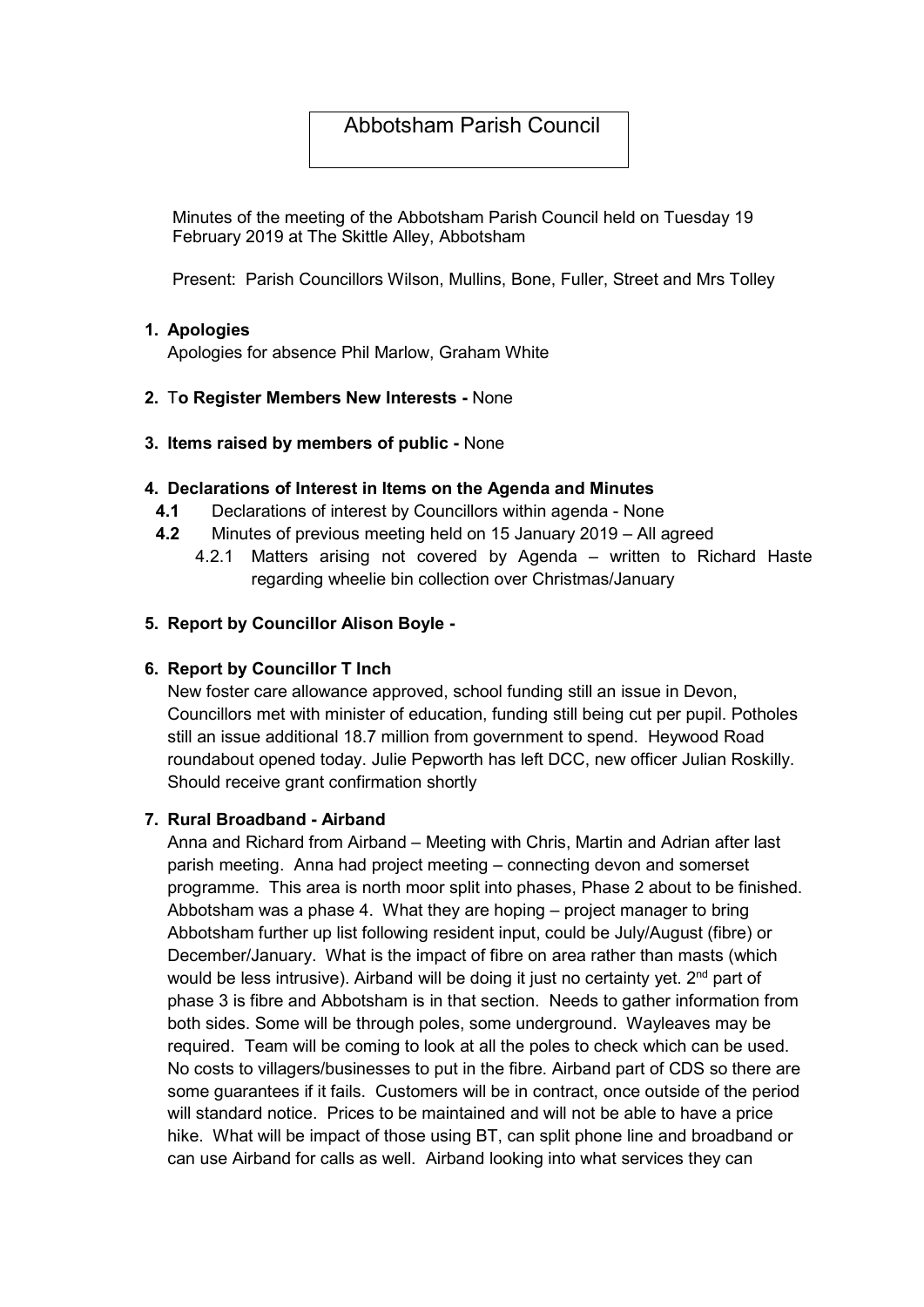# Abbotsham Parish Council

Minutes of the meeting of the Abbotsham Parish Council held on Tuesday 19 February 2019 at The Skittle Alley, Abbotsham

Present: Parish Councillors Wilson, Mullins, Bone, Fuller, Street and Mrs Tolley

1. **Apologies**

   Apologies for absence Phil Marlow, Graham White

2. **To Register Members New Interests -** None

3. **Items raised by members of public -** None

4. **Declarations of Interest in Items on the Agenda and Minutes**
   - **4.1** Declarations of interest by Councillors within agenda - None
   - **4.2** Minutes of previous meeting held on 15 January 2019 – All agreed
     - 4.2.1 Matters arising not covered by Agenda – written to Richard Haste regarding wheelie bin collection over Christmas/January

5. **Report by Councillor Alison Boyle -**

6. **Report by Councillor T Inch**

   New foster care allowance approved, school funding still an issue in Devon, Councillors met with minister of education, funding still being cut per pupil. Potholes still an issue additional 18.7 million from government to spend. Heywood Road roundabout opened today. Julie Pepworth has left DCC, new officer Julian Roskilly. Should receive grant confirmation shortly

7. **Rural Broadband - Airband**

   Anna and Richard from Airband – Meeting with Chris, Martin and Adrian after last parish meeting. Anna had project meeting – connecting devon and somerset programme. This area is north moor split into phases, Phase 2 about to be finished. Abbotsham was a phase 4. What they are hoping – project manager to bring Abbotsham further up list following resident input, could be July/August (fibre) or December/January. What is the impact of fibre on area rather than masts (which would be less intrusive). Airband will be doing it just no certainty yet. 2nd part of phase 3 is fibre and Abbotsham is in that section. Needs to gather information from both sides. Some will be through poles, some underground. Wayleaves may be required. Team will be coming to look at all the poles to check which can be used. No costs to villagers/businesses to put in the fibre. Airband part of CDS so there are some guarantees if it fails. Customers will be in contract, once outside of the period will standard notice. Prices to be maintained and will not be able to have a price hike. What will be impact of those using BT, can split phone line and broadband or can use Airband for calls as well. Airband looking into what services they can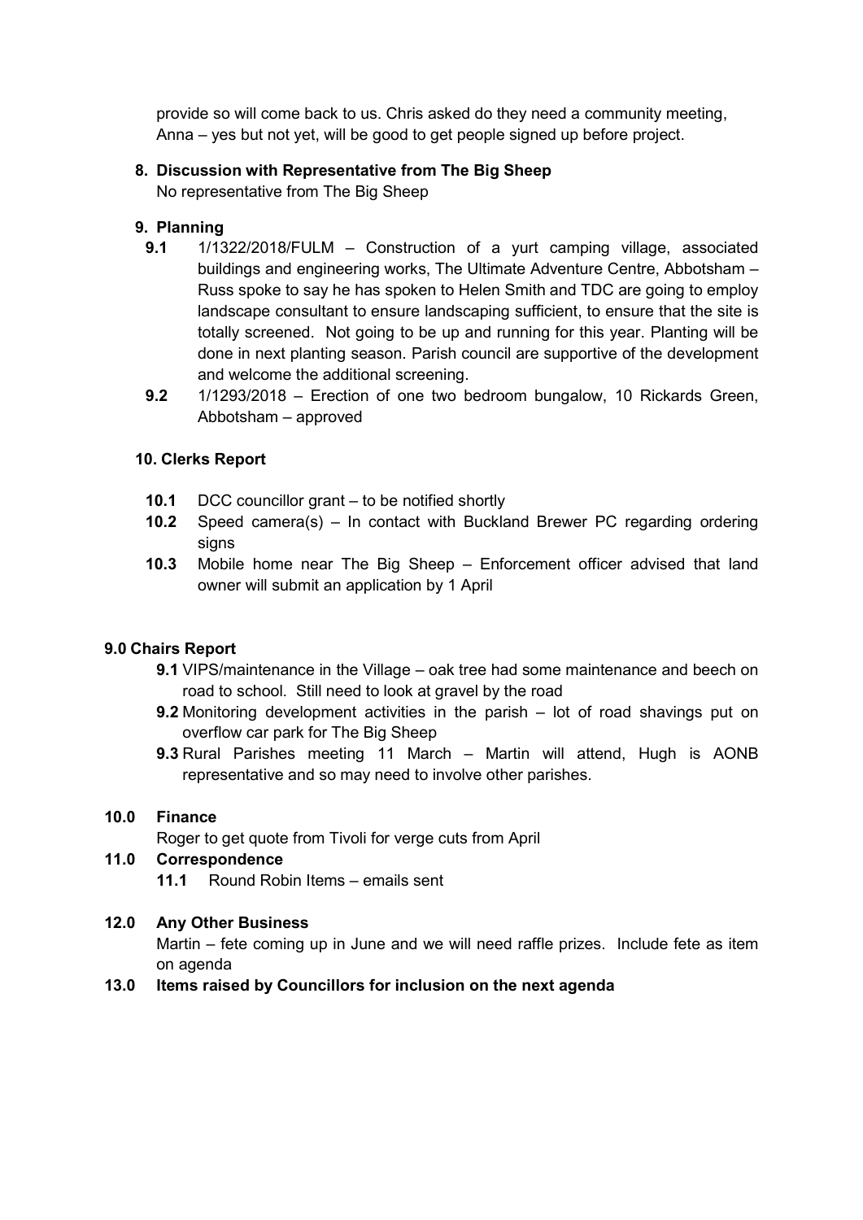provide so will come back to us. Chris asked do they need a community meeting, Anna – yes but not yet, will be good to get people signed up before project.

**8. Discussion with Representative from The Big Sheep**

No representative from The Big Sheep

**9. Planning**

**9.1** 1/1322/2018/FULM – Construction of a yurt camping village, associated buildings and engineering works, The Ultimate Adventure Centre, Abbotsham – Russ spoke to say he has spoken to Helen Smith and TDC are going to employ landscape consultant to ensure landscaping sufficient, to ensure that the site is totally screened. Not going to be up and running for this year. Planting will be done in next planting season. Parish council are supportive of the development and welcome the additional screening.

**9.2** 1/1293/2018 – Erection of one two bedroom bungalow, 10 Rickards Green, Abbotsham – approved

**10. Clerks Report**

**10.1** DCC councillor grant – to be notified shortly

**10.2** Speed camera(s) – In contact with Buckland Brewer PC regarding ordering signs

**10.3** Mobile home near The Big Sheep – Enforcement officer advised that land owner will submit an application by 1 April

**9.0 Chairs Report**

**9.1** VIPS/maintenance in the Village – oak tree had some maintenance and beech on road to school. Still need to look at gravel by the road

**9.2** Monitoring development activities in the parish – lot of road shavings put on overflow car park for The Big Sheep

**9.3** Rural Parishes meeting 11 March – Martin will attend, Hugh is AONB representative and so may need to involve other parishes.

**10.0 Finance**

Roger to get quote from Tivoli for verge cuts from April

**11.0 Correspondence**

**11.1** Round Robin Items – emails sent

**12.0 Any Other Business**

Martin – fete coming up in June and we will need raffle prizes. Include fete as item on agenda

**13.0 Items raised by Councillors for inclusion on the next agenda**